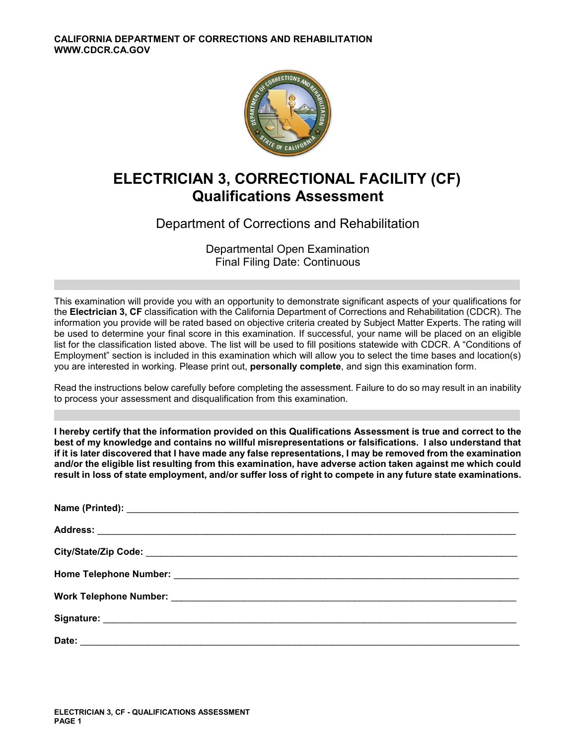CALIFORNIA DEPARTMENT OF CORRECTIONS AND REHABILITATION
WWW.CDCR.CA.GOV

# ELECTRICIAN 3, CORRECTIONAL FACILITY (CF)
## Qualifications Assessment

Department of Corrections and Rehabilitation

Departmental Open Examination
Final Filing Date: Continuous

This examination will provide you with an opportunity to demonstrate significant aspects of your qualifications for the **Electrician 3, CF** classification with the California Department of Corrections and Rehabilitation (CDCR). The information you provide will be rated based on objective criteria created by Subject Matter Experts. The rating will be used to determine your final score in this examination. If successful, your name will be placed on an eligible list for the classification listed above. The list will be used to fill positions statewide with CDCR. A "Conditions of Employment" section is included in this examination which will allow you to select the time bases and location(s) you are interested in working. Please print out, **personally complete**, and sign this examination form.

Read the instructions below carefully before completing the assessment. Failure to do so may result in an inability to process your assessment and disqualification from this examination.

**I hereby certify that the information provided on this Qualifications Assessment is true and correct to the best of my knowledge and contains no willful misrepresentations or falsifications. I also understand that if it is later discovered that I have made any false representations, I may be removed from the examination and/or the eligible list resulting from this examination, have adverse action taken against me which could result in loss of state employment, and/or suffer loss of right to compete in any future state examinations.**

**Name (Printed):** ______________________________

**Address:** ______________________________

**City/State/Zip Code:** ______________________________

**Home Telephone Number:** ______________________________

**Work Telephone Number:** ______________________________

**Signature:** ______________________________

**Date:** ______________________________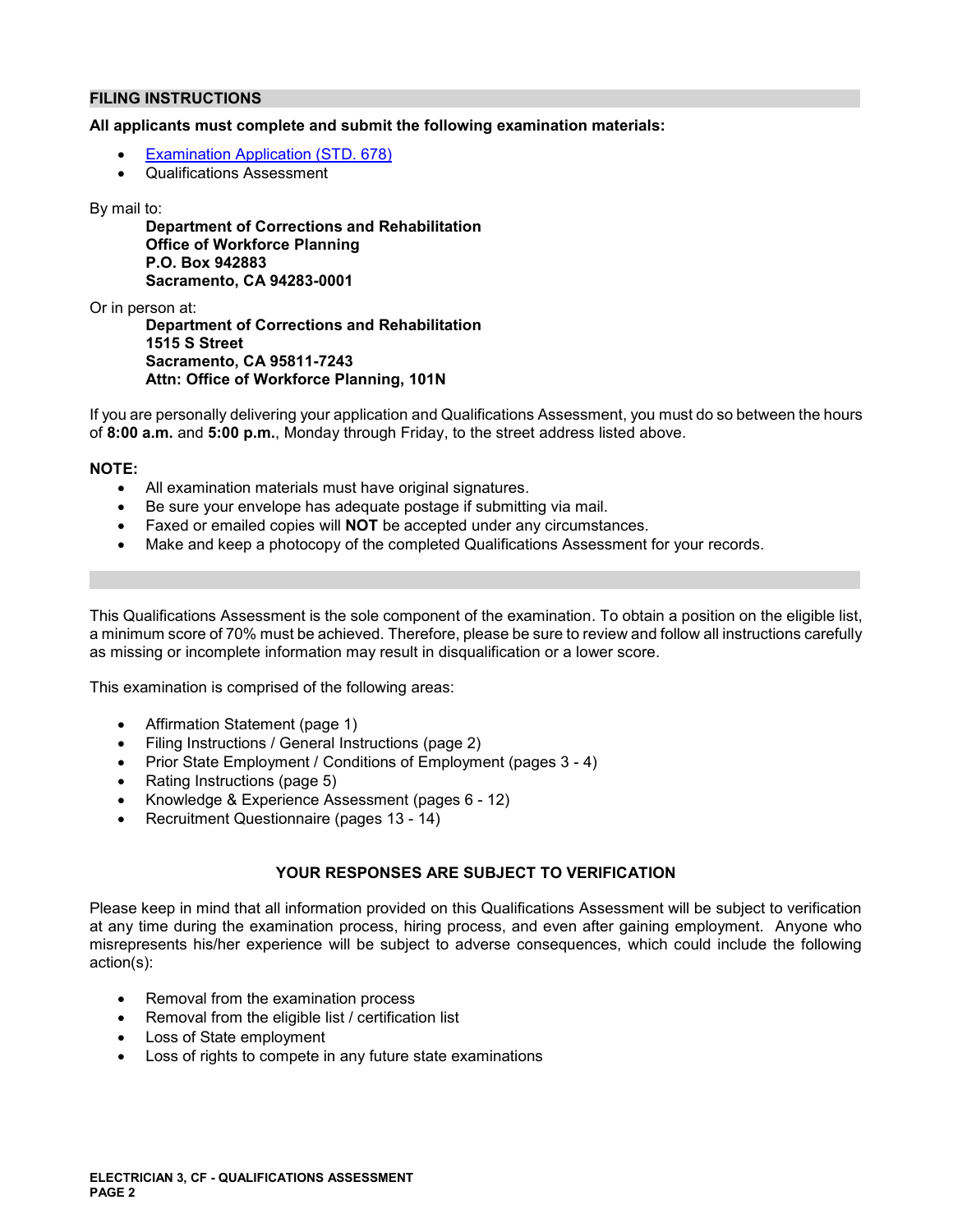## FILING INSTRUCTIONS

**All applicants must complete and submit the following examination materials:**

- [Examination Application (STD. 678)]
- Qualifications Assessment

By mail to:

**Department of Corrections and Rehabilitation**
**Office of Workforce Planning**
**P.O. Box 942883**
**Sacramento, CA 94283-0001**

Or in person at:

**Department of Corrections and Rehabilitation**
**1515 S Street**
**Sacramento, CA 95811-7243**
**Attn: Office of Workforce Planning, 101N**

If you are personally delivering your application and Qualifications Assessment, you must do so between the hours of **8:00 a.m.** and **5:00 p.m.**, Monday through Friday, to the street address listed above.

**NOTE:**

- All examination materials must have original signatures.
- Be sure your envelope has adequate postage if submitting via mail.
- Faxed or emailed copies will **NOT** be accepted under any circumstances.
- Make and keep a photocopy of the completed Qualifications Assessment for your records.

---

This Qualifications Assessment is the sole component of the examination. To obtain a position on the eligible list, a minimum score of 70% must be achieved. Therefore, please be sure to review and follow all instructions carefully as missing or incomplete information may result in disqualification or a lower score.

This examination is comprised of the following areas:

- Affirmation Statement (page 1)
- Filing Instructions / General Instructions (page 2)
- Prior State Employment / Conditions of Employment (pages 3 - 4)
- Rating Instructions (page 5)
- Knowledge & Experience Assessment (pages 6 - 12)
- Recruitment Questionnaire (pages 13 - 14)

**YOUR RESPONSES ARE SUBJECT TO VERIFICATION**

Please keep in mind that all information provided on this Qualifications Assessment will be subject to verification at any time during the examination process, hiring process, and even after gaining employment. Anyone who misrepresents his/her experience will be subject to adverse consequences, which could include the following action(s):

- Removal from the examination process
- Removal from the eligible list / certification list
- Loss of State employment
- Loss of rights to compete in any future state examinations

**ELECTRICIAN 3, CF - QUALIFICATIONS ASSESSMENT**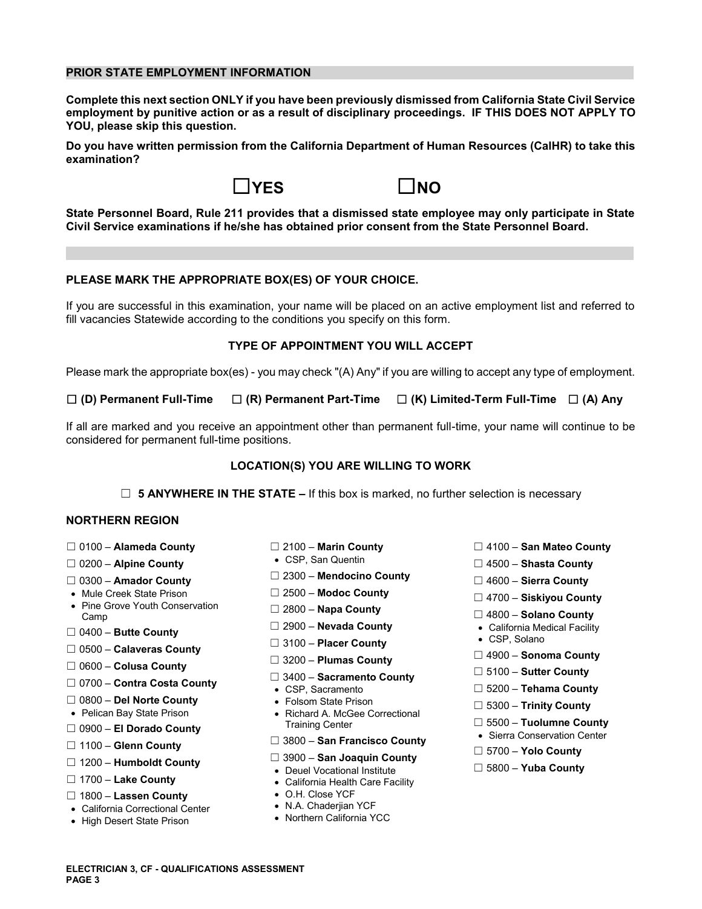## PRIOR STATE EMPLOYMENT INFORMATION

**Complete this next section ONLY if you have been previously dismissed from California State Civil Service employment by punitive action or as a result of disciplinary proceedings. IF THIS DOES NOT APPLY TO YOU, please skip this question.**

**Do you have written permission from the California Department of Human Resources (CalHR) to take this examination?**

☐ **YES** ☐ **NO**

**State Personnel Board, Rule 211 provides that a dismissed state employee may only participate in State Civil Service examinations if he/she has obtained prior consent from the State Personnel Board.**

## PLEASE MARK THE APPROPRIATE BOX(ES) OF YOUR CHOICE.

If you are successful in this examination, your name will be placed on an active employment list and referred to fill vacancies Statewide according to the conditions you specify on this form.

### TYPE OF APPOINTMENT YOU WILL ACCEPT

Please mark the appropriate box(es) - you may check "(A) Any" if you are willing to accept any type of employment.

☐ **(D) Permanent Full-Time** ☐ **(R) Permanent Part-Time** ☐ **(K) Limited-Term Full-Time** ☐ **(A) Any**

If all are marked and you receive an appointment other than permanent full-time, your name will continue to be considered for permanent full-time positions.

### LOCATION(S) YOU ARE WILLING TO WORK

☐ **5 ANYWHERE IN THE STATE –** If this box is marked, no further selection is necessary

### NORTHERN REGION

- ☐ 0100 – **Alameda County**
- ☐ 0200 – **Alpine County**
- ☐ 0300 – **Amador County**
  - Mule Creek State Prison
  - Pine Grove Youth Conservation Camp
- ☐ 0400 – **Butte County**
- ☐ 0500 – **Calaveras County**
- ☐ 0600 – **Colusa County**
- ☐ 0700 – **Contra Costa County**
- ☐ 0800 – **Del Norte County**
  - Pelican Bay State Prison
- ☐ 0900 – **El Dorado County**
- ☐ 1100 – **Glenn County**
- ☐ 1200 – **Humboldt County**
- ☐ 1700 – **Lake County**
- ☐ 1800 – **Lassen County**
  - California Correctional Center
  - High Desert State Prison
- ☐ 2100 – **Marin County**
  - CSP, San Quentin
- ☐ 2300 – **Mendocino County**
- ☐ 2500 – **Modoc County**
- ☐ 2800 – **Napa County**
- ☐ 2900 – **Nevada County**
- ☐ 3100 – **Placer County**
- ☐ 3200 – **Plumas County**
- ☐ 3400 – **Sacramento County**
  - CSP, Sacramento
  - Folsom State Prison
  - Richard A. McGee Correctional Training Center
- ☐ 3800 – **San Francisco County**
- ☐ 3900 – **San Joaquin County**
  - Deuel Vocational Institute
  - California Health Care Facility
  - O.H. Close YCF
  - N.A. Chaderjian YCF
  - Northern California YCC
- ☐ 4100 – **San Mateo County**
- ☐ 4500 – **Shasta County**
- ☐ 4600 – **Sierra County**
- ☐ 4700 – **Siskiyou County**
- ☐ 4800 – **Solano County**
  - California Medical Facility
  - CSP, Solano
- ☐ 4900 – **Sonoma County**
- ☐ 5100 – **Sutter County**
- ☐ 5200 – **Tehama County**
- ☐ 5300 – **Trinity County**
- ☐ 5500 – **Tuolumne County**
  - Sierra Conservation Center
- ☐ 5700 – **Yolo County**
- ☐ 5800 – **Yuba County**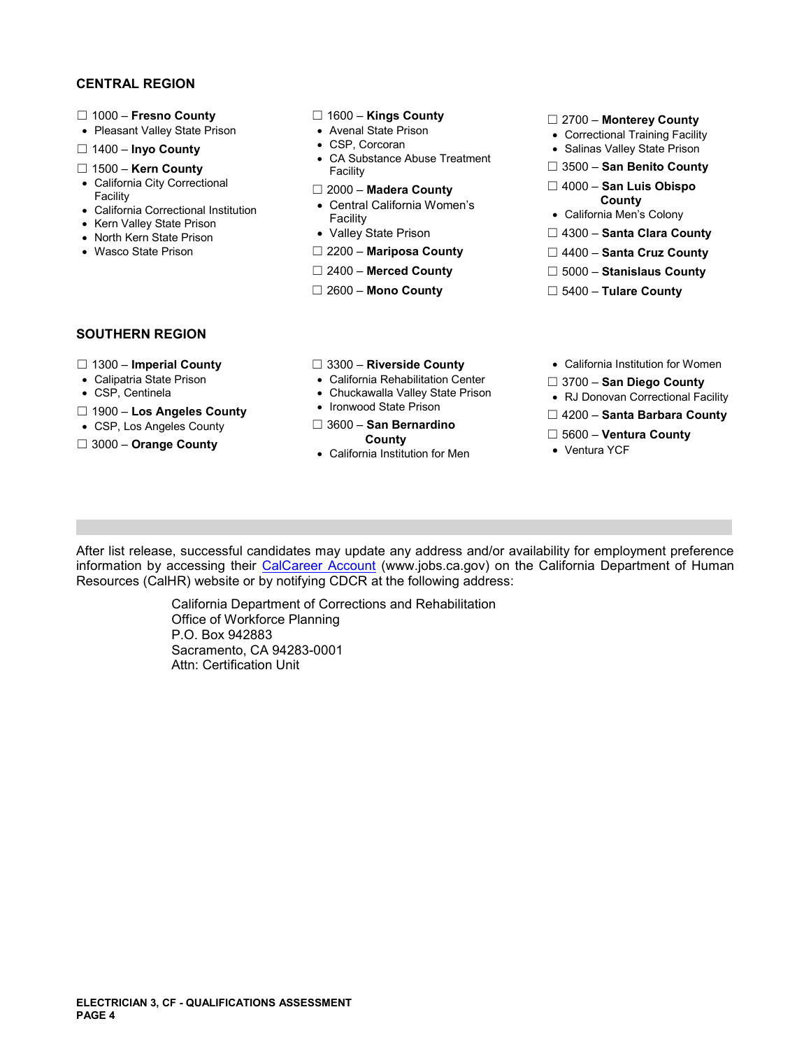## CENTRAL REGION

- ☐ 1000 – **Fresno County**
  - Pleasant Valley State Prison
- ☐ 1400 – **Inyo County**
- ☐ 1500 – **Kern County**
  - California City Correctional Facility
  - California Correctional Institution
  - Kern Valley State Prison
  - North Kern State Prison
  - Wasco State Prison
- ☐ 1600 – **Kings County**
  - Avenal State Prison
  - CSP, Corcoran
  - CA Substance Abuse Treatment Facility
- ☐ 2000 – **Madera County**
  - Central California Women's Facility
  - Valley State Prison
- ☐ 2200 – **Mariposa County**
- ☐ 2400 – **Merced County**
- ☐ 2600 – **Mono County**
- ☐ 2700 – **Monterey County**
  - Correctional Training Facility
  - Salinas Valley State Prison
- ☐ 3500 – **San Benito County**
- ☐ 4000 – **San Luis Obispo County**
  - California Men's Colony
- ☐ 4300 – **Santa Clara County**
- ☐ 4400 – **Santa Cruz County**
- ☐ 5000 – **Stanislaus County**
- ☐ 5400 – **Tulare County**

## SOUTHERN REGION

- ☐ 1300 – **Imperial County**
  - Calipatria State Prison
  - CSP, Centinela
- ☐ 1900 – **Los Angeles County**
  - CSP, Los Angeles County
- ☐ 3000 – **Orange County**
- ☐ 3300 – **Riverside County**
  - California Rehabilitation Center
  - Chuckawalla Valley State Prison
  - Ironwood State Prison
- ☐ 3600 – **San Bernardino County**
  - California Institution for Men
  - California Institution for Women
- ☐ 3700 – **San Diego County**
  - RJ Donovan Correctional Facility
- ☐ 4200 – **Santa Barbara County**
- ☐ 5600 – **Ventura County**
  - Ventura YCF

---

After list release, successful candidates may update any address and/or availability for employment preference information by accessing their CalCareer Account (www.jobs.ca.gov) on the California Department of Human Resources (CalHR) website or by notifying CDCR at the following address:

California Department of Corrections and Rehabilitation
Office of Workforce Planning
P.O. Box 942883
Sacramento, CA 94283-0001
Attn: Certification Unit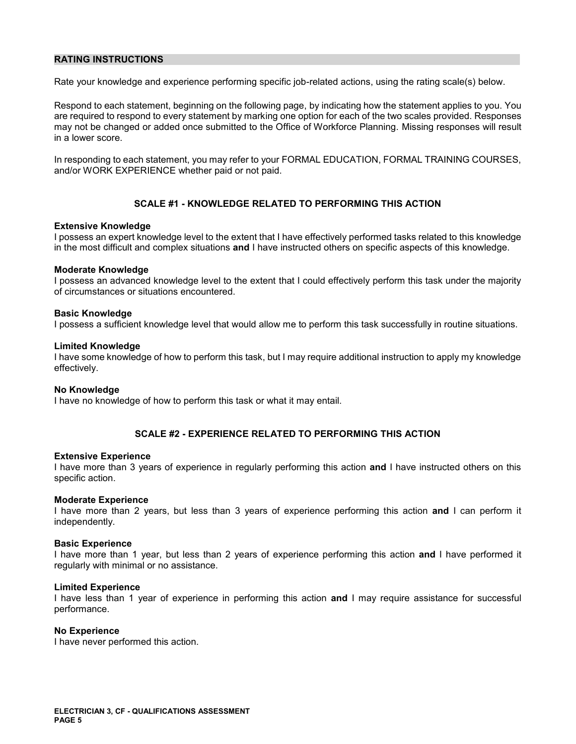## RATING INSTRUCTIONS

Rate your knowledge and experience performing specific job-related actions, using the rating scale(s) below.

Respond to each statement, beginning on the following page, by indicating how the statement applies to you. You are required to respond to every statement by marking one option for each of the two scales provided. Responses may not be changed or added once submitted to the Office of Workforce Planning. Missing responses will result in a lower score.

In responding to each statement, you may refer to your FORMAL EDUCATION, FORMAL TRAINING COURSES, and/or WORK EXPERIENCE whether paid or not paid.

### SCALE #1 - KNOWLEDGE RELATED TO PERFORMING THIS ACTION

**Extensive Knowledge**
I possess an expert knowledge level to the extent that I have effectively performed tasks related to this knowledge in the most difficult and complex situations **and** I have instructed others on specific aspects of this knowledge.

**Moderate Knowledge**
I possess an advanced knowledge level to the extent that I could effectively perform this task under the majority of circumstances or situations encountered.

**Basic Knowledge**
I possess a sufficient knowledge level that would allow me to perform this task successfully in routine situations.

**Limited Knowledge**
I have some knowledge of how to perform this task, but I may require additional instruction to apply my knowledge effectively.

**No Knowledge**
I have no knowledge of how to perform this task or what it may entail.

### SCALE #2 - EXPERIENCE RELATED TO PERFORMING THIS ACTION

**Extensive Experience**
I have more than 3 years of experience in regularly performing this action **and** I have instructed others on this specific action.

**Moderate Experience**
I have more than 2 years, but less than 3 years of experience performing this action **and** I can perform it independently.

**Basic Experience**
I have more than 1 year, but less than 2 years of experience performing this action **and** I have performed it regularly with minimal or no assistance.

**Limited Experience**
I have less than 1 year of experience in performing this action **and** I may require assistance for successful performance.

**No Experience**
I have never performed this action.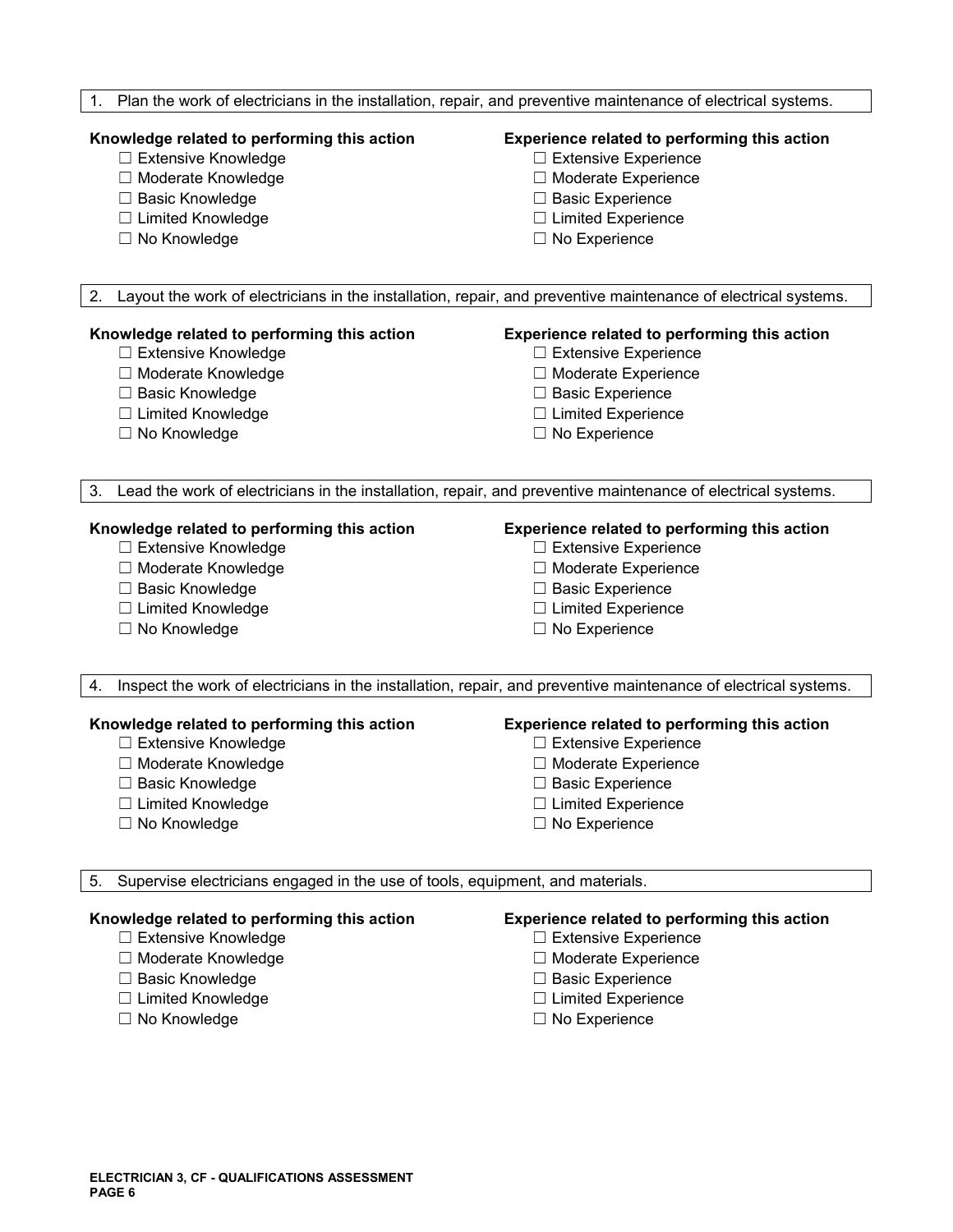1. Plan the work of electricians in the installation, repair, and preventive maintenance of electrical systems.

**Knowledge related to performing this action**

- ☐ Extensive Knowledge
- ☐ Moderate Knowledge
- ☐ Basic Knowledge
- ☐ Limited Knowledge
- ☐ No Knowledge

**Experience related to performing this action**

- ☐ Extensive Experience
- ☐ Moderate Experience
- ☐ Basic Experience
- ☐ Limited Experience
- ☐ No Experience

2. Layout the work of electricians in the installation, repair, and preventive maintenance of electrical systems.

**Knowledge related to performing this action**

- ☐ Extensive Knowledge
- ☐ Moderate Knowledge
- ☐ Basic Knowledge
- ☐ Limited Knowledge
- ☐ No Knowledge

**Experience related to performing this action**

- ☐ Extensive Experience
- ☐ Moderate Experience
- ☐ Basic Experience
- ☐ Limited Experience
- ☐ No Experience

3. Lead the work of electricians in the installation, repair, and preventive maintenance of electrical systems.

**Knowledge related to performing this action**

- ☐ Extensive Knowledge
- ☐ Moderate Knowledge
- ☐ Basic Knowledge
- ☐ Limited Knowledge
- ☐ No Knowledge

**Experience related to performing this action**

- ☐ Extensive Experience
- ☐ Moderate Experience
- ☐ Basic Experience
- ☐ Limited Experience
- ☐ No Experience

4. Inspect the work of electricians in the installation, repair, and preventive maintenance of electrical systems.

**Knowledge related to performing this action**

- ☐ Extensive Knowledge
- ☐ Moderate Knowledge
- ☐ Basic Knowledge
- ☐ Limited Knowledge
- ☐ No Knowledge

**Experience related to performing this action**

- ☐ Extensive Experience
- ☐ Moderate Experience
- ☐ Basic Experience
- ☐ Limited Experience
- ☐ No Experience

5. Supervise electricians engaged in the use of tools, equipment, and materials.

**Knowledge related to performing this action**

- ☐ Extensive Knowledge
- ☐ Moderate Knowledge
- ☐ Basic Knowledge
- ☐ Limited Knowledge
- ☐ No Knowledge

**Experience related to performing this action**

- ☐ Extensive Experience
- ☐ Moderate Experience
- ☐ Basic Experience
- ☐ Limited Experience
- ☐ No Experience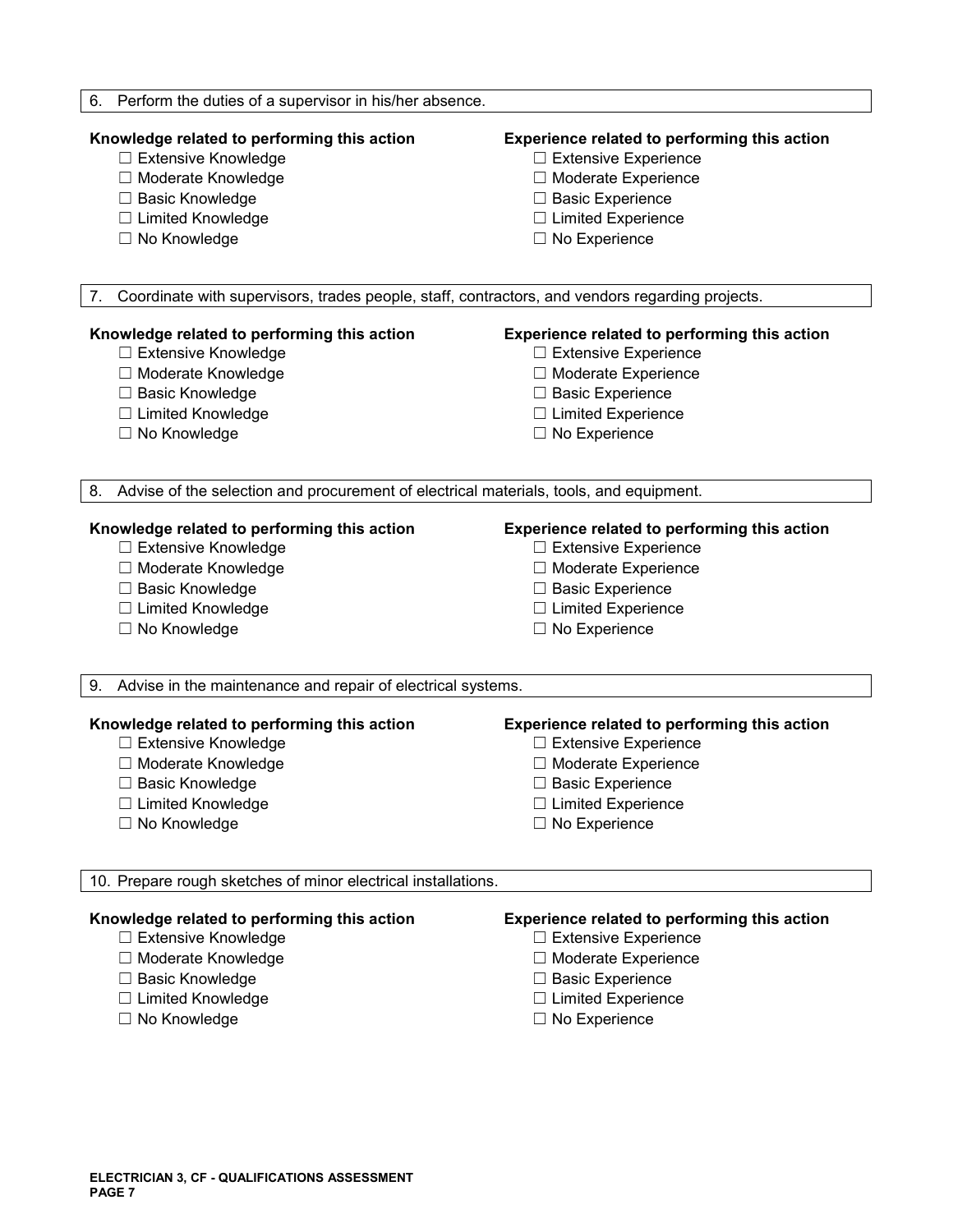6. Perform the duties of a supervisor in his/her absence.

**Knowledge related to performing this action**

- ☐ Extensive Knowledge
- ☐ Moderate Knowledge
- ☐ Basic Knowledge
- ☐ Limited Knowledge
- ☐ No Knowledge

**Experience related to performing this action**

- ☐ Extensive Experience
- ☐ Moderate Experience
- ☐ Basic Experience
- ☐ Limited Experience
- ☐ No Experience

7. Coordinate with supervisors, trades people, staff, contractors, and vendors regarding projects.

**Knowledge related to performing this action**

- ☐ Extensive Knowledge
- ☐ Moderate Knowledge
- ☐ Basic Knowledge
- ☐ Limited Knowledge
- ☐ No Knowledge

**Experience related to performing this action**

- ☐ Extensive Experience
- ☐ Moderate Experience
- ☐ Basic Experience
- ☐ Limited Experience
- ☐ No Experience

8. Advise of the selection and procurement of electrical materials, tools, and equipment.

**Knowledge related to performing this action**

- ☐ Extensive Knowledge
- ☐ Moderate Knowledge
- ☐ Basic Knowledge
- ☐ Limited Knowledge
- ☐ No Knowledge

**Experience related to performing this action**

- ☐ Extensive Experience
- ☐ Moderate Experience
- ☐ Basic Experience
- ☐ Limited Experience
- ☐ No Experience

9. Advise in the maintenance and repair of electrical systems.

**Knowledge related to performing this action**

- ☐ Extensive Knowledge
- ☐ Moderate Knowledge
- ☐ Basic Knowledge
- ☐ Limited Knowledge
- ☐ No Knowledge

**Experience related to performing this action**

- ☐ Extensive Experience
- ☐ Moderate Experience
- ☐ Basic Experience
- ☐ Limited Experience
- ☐ No Experience

10. Prepare rough sketches of minor electrical installations.

**Knowledge related to performing this action**

- ☐ Extensive Knowledge
- ☐ Moderate Knowledge
- ☐ Basic Knowledge
- ☐ Limited Knowledge
- ☐ No Knowledge

**Experience related to performing this action**

- ☐ Extensive Experience
- ☐ Moderate Experience
- ☐ Basic Experience
- ☐ Limited Experience
- ☐ No Experience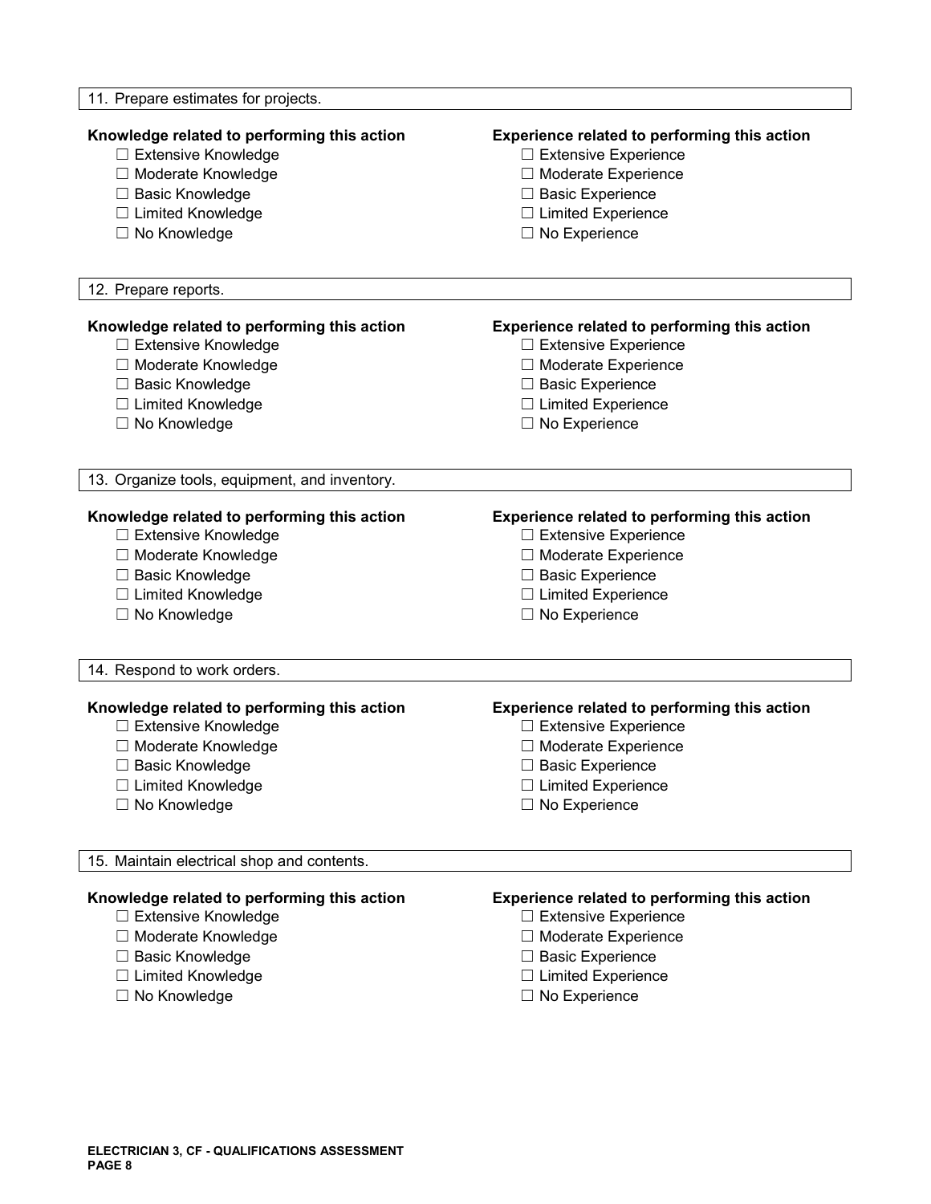11. Prepare estimates for projects.

**Knowledge related to performing this action**

- ☐ Extensive Knowledge
- ☐ Moderate Knowledge
- ☐ Basic Knowledge
- ☐ Limited Knowledge
- ☐ No Knowledge

**Experience related to performing this action**

- ☐ Extensive Experience
- ☐ Moderate Experience
- ☐ Basic Experience
- ☐ Limited Experience
- ☐ No Experience

12. Prepare reports.

**Knowledge related to performing this action**

- ☐ Extensive Knowledge
- ☐ Moderate Knowledge
- ☐ Basic Knowledge
- ☐ Limited Knowledge
- ☐ No Knowledge

**Experience related to performing this action**

- ☐ Extensive Experience
- ☐ Moderate Experience
- ☐ Basic Experience
- ☐ Limited Experience
- ☐ No Experience

13. Organize tools, equipment, and inventory.

**Knowledge related to performing this action**

- ☐ Extensive Knowledge
- ☐ Moderate Knowledge
- ☐ Basic Knowledge
- ☐ Limited Knowledge
- ☐ No Knowledge

**Experience related to performing this action**

- ☐ Extensive Experience
- ☐ Moderate Experience
- ☐ Basic Experience
- ☐ Limited Experience
- ☐ No Experience

14. Respond to work orders.

**Knowledge related to performing this action**

- ☐ Extensive Knowledge
- ☐ Moderate Knowledge
- ☐ Basic Knowledge
- ☐ Limited Knowledge
- ☐ No Knowledge

**Experience related to performing this action**

- ☐ Extensive Experience
- ☐ Moderate Experience
- ☐ Basic Experience
- ☐ Limited Experience
- ☐ No Experience

15. Maintain electrical shop and contents.

**Knowledge related to performing this action**

- ☐ Extensive Knowledge
- ☐ Moderate Knowledge
- ☐ Basic Knowledge
- ☐ Limited Knowledge
- ☐ No Knowledge

**Experience related to performing this action**

- ☐ Extensive Experience
- ☐ Moderate Experience
- ☐ Basic Experience
- ☐ Limited Experience
- ☐ No Experience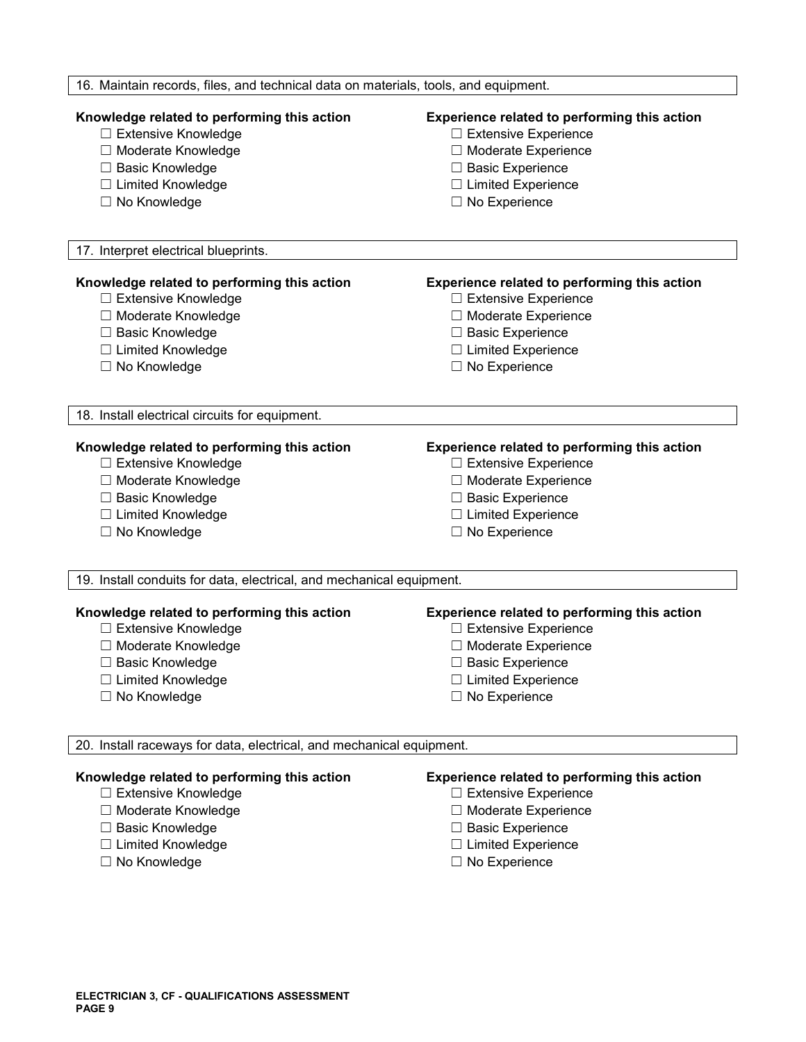16. Maintain records, files, and technical data on materials, tools, and equipment.

**Knowledge related to performing this action**

- ☐ Extensive Knowledge
- ☐ Moderate Knowledge
- ☐ Basic Knowledge
- ☐ Limited Knowledge
- ☐ No Knowledge

**Experience related to performing this action**

- ☐ Extensive Experience
- ☐ Moderate Experience
- ☐ Basic Experience
- ☐ Limited Experience
- ☐ No Experience

17. Interpret electrical blueprints.

**Knowledge related to performing this action**

- ☐ Extensive Knowledge
- ☐ Moderate Knowledge
- ☐ Basic Knowledge
- ☐ Limited Knowledge
- ☐ No Knowledge

**Experience related to performing this action**

- ☐ Extensive Experience
- ☐ Moderate Experience
- ☐ Basic Experience
- ☐ Limited Experience
- ☐ No Experience

18. Install electrical circuits for equipment.

**Knowledge related to performing this action**

- ☐ Extensive Knowledge
- ☐ Moderate Knowledge
- ☐ Basic Knowledge
- ☐ Limited Knowledge
- ☐ No Knowledge

**Experience related to performing this action**

- ☐ Extensive Experience
- ☐ Moderate Experience
- ☐ Basic Experience
- ☐ Limited Experience
- ☐ No Experience

19. Install conduits for data, electrical, and mechanical equipment.

**Knowledge related to performing this action**

- ☐ Extensive Knowledge
- ☐ Moderate Knowledge
- ☐ Basic Knowledge
- ☐ Limited Knowledge
- ☐ No Knowledge

**Experience related to performing this action**

- ☐ Extensive Experience
- ☐ Moderate Experience
- ☐ Basic Experience
- ☐ Limited Experience
- ☐ No Experience

20. Install raceways for data, electrical, and mechanical equipment.

**Knowledge related to performing this action**

- ☐ Extensive Knowledge
- ☐ Moderate Knowledge
- ☐ Basic Knowledge
- ☐ Limited Knowledge
- ☐ No Knowledge

**Experience related to performing this action**

- ☐ Extensive Experience
- ☐ Moderate Experience
- ☐ Basic Experience
- ☐ Limited Experience
- ☐ No Experience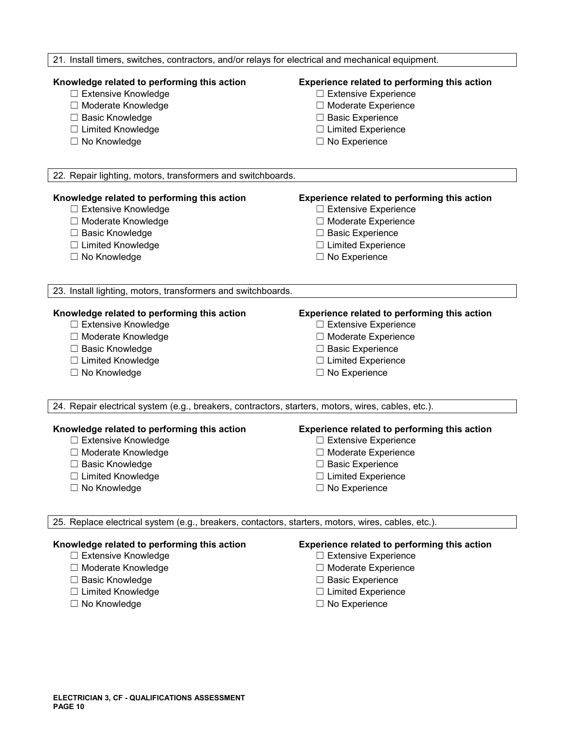21. Install timers, switches, contractors, and/or relays for electrical and mechanical equipment.

**Knowledge related to performing this action**

- ☐ Extensive Knowledge
- ☐ Moderate Knowledge
- ☐ Basic Knowledge
- ☐ Limited Knowledge
- ☐ No Knowledge

**Experience related to performing this action**

- ☐ Extensive Experience
- ☐ Moderate Experience
- ☐ Basic Experience
- ☐ Limited Experience
- ☐ No Experience

22. Repair lighting, motors, transformers and switchboards.

**Knowledge related to performing this action**

- ☐ Extensive Knowledge
- ☐ Moderate Knowledge
- ☐ Basic Knowledge
- ☐ Limited Knowledge
- ☐ No Knowledge

**Experience related to performing this action**

- ☐ Extensive Experience
- ☐ Moderate Experience
- ☐ Basic Experience
- ☐ Limited Experience
- ☐ No Experience

23. Install lighting, motors, transformers and switchboards.

**Knowledge related to performing this action**

- ☐ Extensive Knowledge
- ☐ Moderate Knowledge
- ☐ Basic Knowledge
- ☐ Limited Knowledge
- ☐ No Knowledge

**Experience related to performing this action**

- ☐ Extensive Experience
- ☐ Moderate Experience
- ☐ Basic Experience
- ☐ Limited Experience
- ☐ No Experience

24. Repair electrical system (e.g., breakers, contractors, starters, motors, wires, cables, etc.).

**Knowledge related to performing this action**

- ☐ Extensive Knowledge
- ☐ Moderate Knowledge
- ☐ Basic Knowledge
- ☐ Limited Knowledge
- ☐ No Knowledge

**Experience related to performing this action**

- ☐ Extensive Experience
- ☐ Moderate Experience
- ☐ Basic Experience
- ☐ Limited Experience
- ☐ No Experience

25. Replace electrical system (e.g., breakers, contactors, starters, motors, wires, cables, etc.).

**Knowledge related to performing this action**

- ☐ Extensive Knowledge
- ☐ Moderate Knowledge
- ☐ Basic Knowledge
- ☐ Limited Knowledge
- ☐ No Knowledge

**Experience related to performing this action**

- ☐ Extensive Experience
- ☐ Moderate Experience
- ☐ Basic Experience
- ☐ Limited Experience
- ☐ No Experience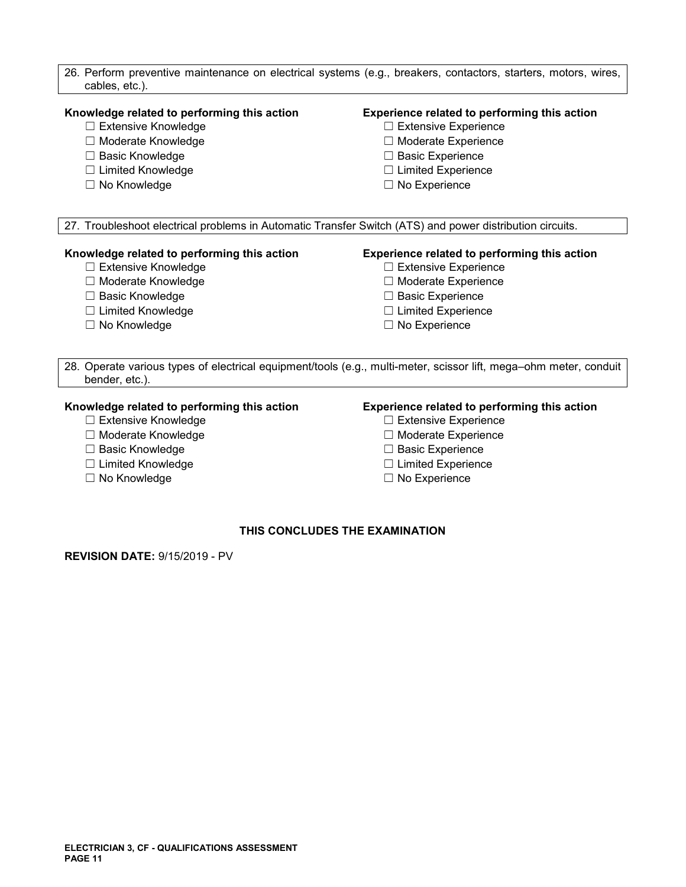26. Perform preventive maintenance on electrical systems (e.g., breakers, contactors, starters, motors, wires, cables, etc.).

**Knowledge related to performing this action**
- ☐ Extensive Knowledge
- ☐ Moderate Knowledge
- ☐ Basic Knowledge
- ☐ Limited Knowledge
- ☐ No Knowledge

**Experience related to performing this action**
- ☐ Extensive Experience
- ☐ Moderate Experience
- ☐ Basic Experience
- ☐ Limited Experience
- ☐ No Experience

27. Troubleshoot electrical problems in Automatic Transfer Switch (ATS) and power distribution circuits.

**Knowledge related to performing this action**
- ☐ Extensive Knowledge
- ☐ Moderate Knowledge
- ☐ Basic Knowledge
- ☐ Limited Knowledge
- ☐ No Knowledge

**Experience related to performing this action**
- ☐ Extensive Experience
- ☐ Moderate Experience
- ☐ Basic Experience
- ☐ Limited Experience
- ☐ No Experience

28. Operate various types of electrical equipment/tools (e.g., multi-meter, scissor lift, mega–ohm meter, conduit bender, etc.).

**Knowledge related to performing this action**
- ☐ Extensive Knowledge
- ☐ Moderate Knowledge
- ☐ Basic Knowledge
- ☐ Limited Knowledge
- ☐ No Knowledge

**Experience related to performing this action**
- ☐ Extensive Experience
- ☐ Moderate Experience
- ☐ Basic Experience
- ☐ Limited Experience
- ☐ No Experience

**THIS CONCLUDES THE EXAMINATION**

**REVISION DATE:** 9/15/2019 - PV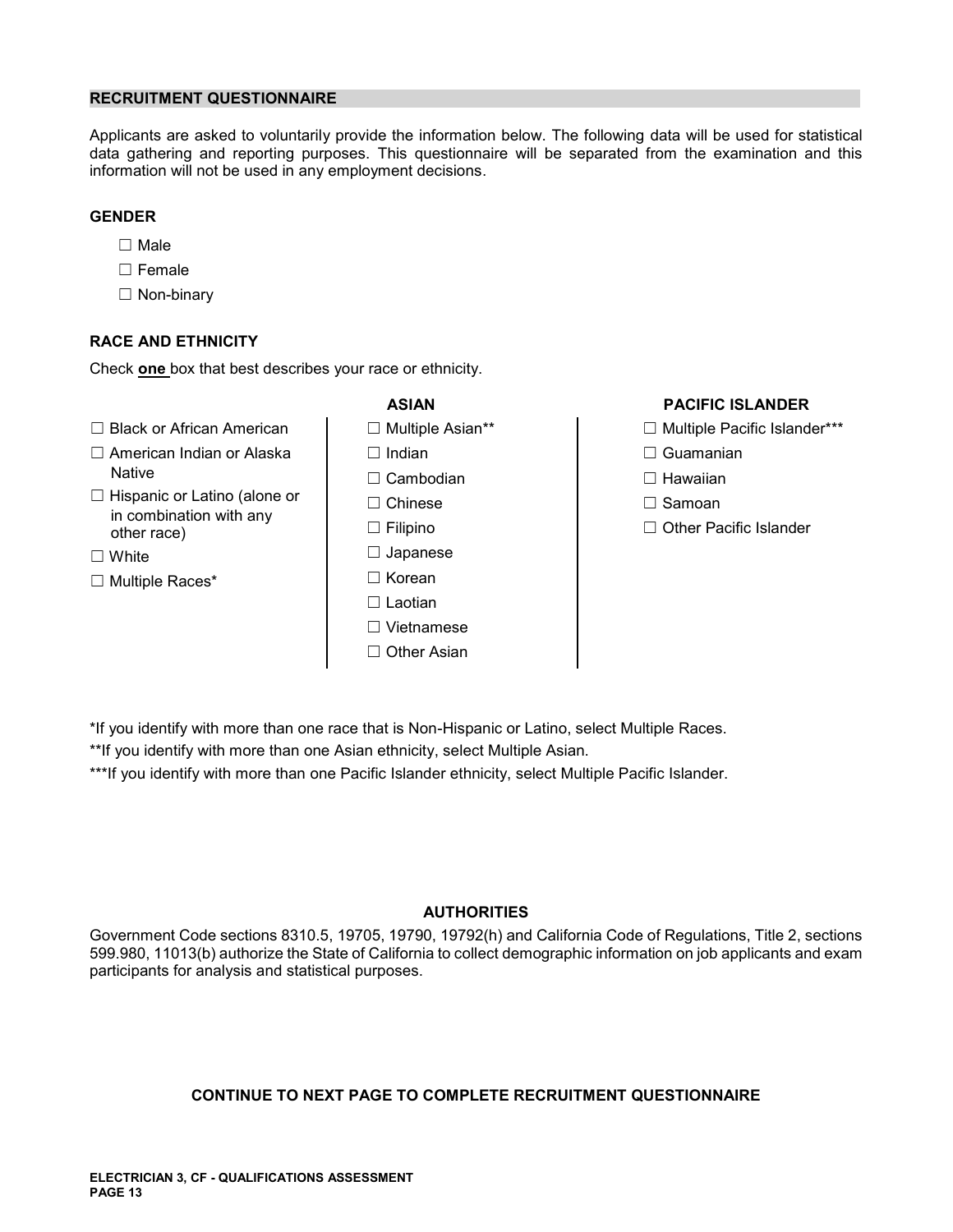## RECRUITMENT QUESTIONNAIRE

Applicants are asked to voluntarily provide the information below. The following data will be used for statistical data gathering and reporting purposes. This questionnaire will be separated from the examination and this information will not be used in any employment decisions.

### GENDER

- ☐ Male
- ☐ Female
- ☐ Non-binary

### RACE AND ETHNICITY

Check **one** box that best describes your race or ethnicity.

- ☐ Black or African American
- ☐ American Indian or Alaska Native
- ☐ Hispanic or Latino (alone or in combination with any other race)
- ☐ White
- ☐ Multiple Races*

**ASIAN**

- ☐ Multiple Asian**
- ☐ Indian
- ☐ Cambodian
- ☐ Chinese
- ☐ Filipino
- ☐ Japanese
- ☐ Korean
- ☐ Laotian
- ☐ Vietnamese
- ☐ Other Asian

**PACIFIC ISLANDER**

- ☐ Multiple Pacific Islander***
- ☐ Guamanian
- ☐ Hawaiian
- ☐ Samoan
- ☐ Other Pacific Islander

*If you identify with more than one race that is Non-Hispanic or Latino, select Multiple Races.

**If you identify with more than one Asian ethnicity, select Multiple Asian.

***If you identify with more than one Pacific Islander ethnicity, select Multiple Pacific Islander.

### AUTHORITIES

Government Code sections 8310.5, 19705, 19790, 19792(h) and California Code of Regulations, Title 2, sections 599.980, 11013(b) authorize the State of California to collect demographic information on job applicants and exam participants for analysis and statistical purposes.

**CONTINUE TO NEXT PAGE TO COMPLETE RECRUITMENT QUESTIONNAIRE**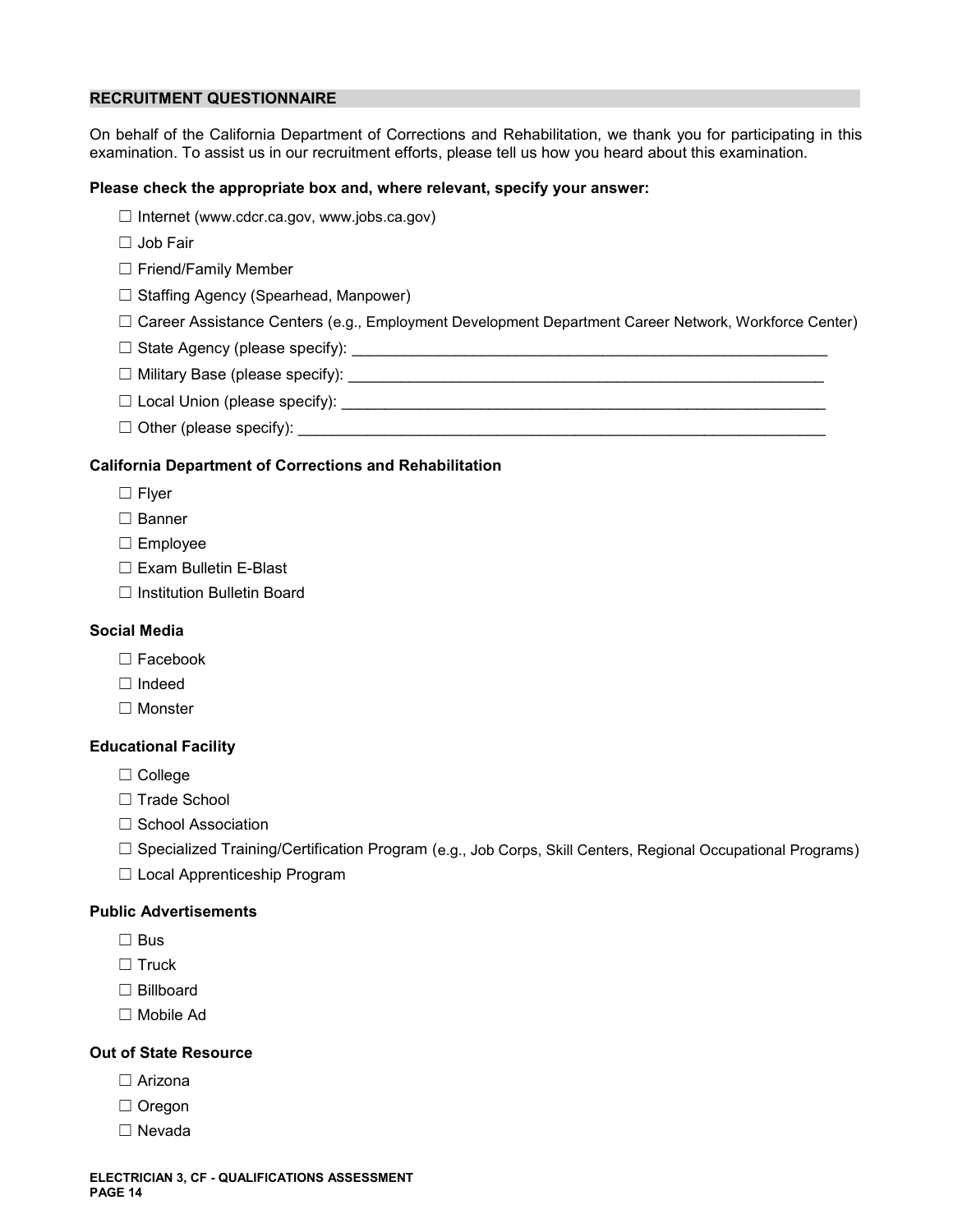## RECRUITMENT QUESTIONNAIRE

On behalf of the California Department of Corrections and Rehabilitation, we thank you for participating in this examination. To assist us in our recruitment efforts, please tell us how you heard about this examination.

**Please check the appropriate box and, where relevant, specify your answer:**

- ☐ Internet (www.cdcr.ca.gov, www.jobs.ca.gov)
- ☐ Job Fair
- ☐ Friend/Family Member
- ☐ Staffing Agency (Spearhead, Manpower)
- ☐ Career Assistance Centers (e.g., Employment Development Department Career Network, Workforce Center)
- ☐ State Agency (please specify): ___________________________________________________________
- ☐ Military Base (please specify): ___________________________________________________________
- ☐ Local Union (please specify): ___________________________________________________________
- ☐ Other (please specify): ________________________________________________________________

### California Department of Corrections and Rehabilitation

- ☐ Flyer
- ☐ Banner
- ☐ Employee
- ☐ Exam Bulletin E-Blast
- ☐ Institution Bulletin Board

### Social Media

- ☐ Facebook
- ☐ Indeed
- ☐ Monster

### Educational Facility

- ☐ College
- ☐ Trade School
- ☐ School Association
- ☐ Specialized Training/Certification Program (e.g., Job Corps, Skill Centers, Regional Occupational Programs)
- ☐ Local Apprenticeship Program

### Public Advertisements

- ☐ Bus
- ☐ Truck
- ☐ Billboard
- ☐ Mobile Ad

### Out of State Resource

- ☐ Arizona
- ☐ Oregon
- ☐ Nevada